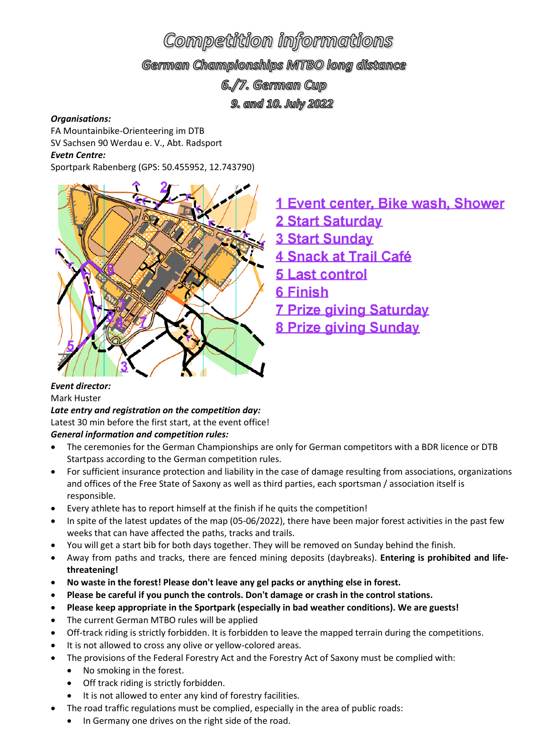# Competition informations

## German Championships MTBO long distance

## 6./7. German Cup

### 9. and 10. July 2022

***Organisations:***
FA Mountainbike-Orienteering im DTB
SV Sachsen 90 Werdau e. V., Abt. Radsport
***Evetn Centre:***
Sportpark Rabenberg (GPS: 50.455952, 12.743790)

1 Event center, Bike wash, Shower
2 Start Saturday
3 Start Sunday
4 Snack at Trail Café
5 Last control
6 Finish
7 Prize giving Saturday
8 Prize giving Sunday

***Event director:***
Mark Huster
***Late entry and registration on the competition day:***
Latest 30 min before the first start, at the event office!
***General information and competition rules:***

- The ceremonies for the German Championships are only for German competitors with a BDR licence or DTB Startpass according to the German competition rules.
- For sufficient insurance protection and liability in the case of damage resulting from associations, organizations and offices of the Free State of Saxony as well as third parties, each sportsman / association itself is responsible.
- Every athlete has to report himself at the finish if he quits the competition!
- In spite of the latest updates of the map (05-06/2022), there have been major forest activities in the past few weeks that can have affected the paths, tracks and trails.
- You will get a start bib for both days together. They will be removed on Sunday behind the finish.
- Away from paths and tracks, there are fenced mining deposits (daybreaks). **Entering is prohibited and life-threatening!**
- **No waste in the forest! Please don't leave any gel packs or anything else in forest.**
- **Please be careful if you punch the controls. Don't damage or crash in the control stations.**
- **Please keep appropriate in the Sportpark (especially in bad weather conditions). We are guests!**
- The current German MTBO rules will be applied
- Off-track riding is strictly forbidden. It is forbidden to leave the mapped terrain during the competitions.
- It is not allowed to cross any olive or yellow-colored areas.
- The provisions of the Federal Forestry Act and the Forestry Act of Saxony must be complied with:
  - No smoking in the forest.
  - Off track riding is strictly forbidden.
  - It is not allowed to enter any kind of forestry facilities.
- The road traffic regulations must be complied, especially in the area of public roads:
  - In Germany one drives on the right side of the road.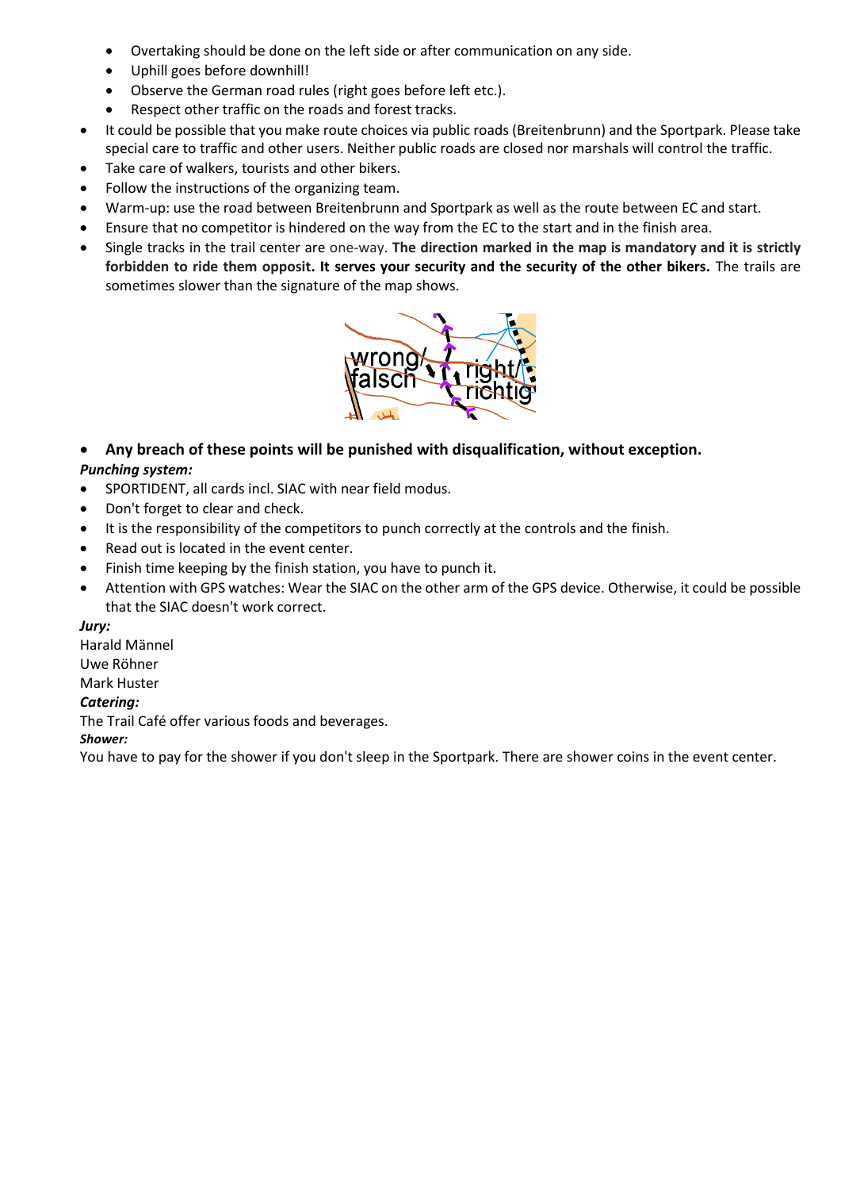- Overtaking should be done on the left side or after communication on any side.
  - Uphill goes before downhill!
  - Observe the German road rules (right goes before left etc.).
  - Respect other traffic on the roads and forest tracks.
- It could be possible that you make route choices via public roads (Breitenbrunn) and the Sportpark. Please take special care to traffic and other users. Neither public roads are closed nor marshals will control the traffic.
- Take care of walkers, tourists and other bikers.
- Follow the instructions of the organizing team.
- Warm-up: use the road between Breitenbrunn and Sportpark as well as the route between EC and start.
- Ensure that no competitor is hindered on the way from the EC to the start and in the finish area.
- Single tracks in the trail center are one-way. **The direction marked in the map is mandatory and it is strictly forbidden to ride them opposit. It serves your security and the security of the other bikers.** The trails are sometimes slower than the signature of the map shows.
- **Any breach of these points will be punished with disqualification, without exception.**

***Punching system:***

- SPORTIDENT, all cards incl. SIAC with near field modus.
- Don't forget to clear and check.
- It is the responsibility of the competitors to punch correctly at the controls and the finish.
- Read out is located in the event center.
- Finish time keeping by the finish station, you have to punch it.
- Attention with GPS watches: Wear the SIAC on the other arm of the GPS device. Otherwise, it could be possible that the SIAC doesn't work correct.

***Jury:***

Harald Männel
Uwe Röhner
Mark Huster

***Catering:***

The Trail Café offer various foods and beverages.

***Shower:***

You have to pay for the shower if you don't sleep in the Sportpark. There are shower coins in the event center.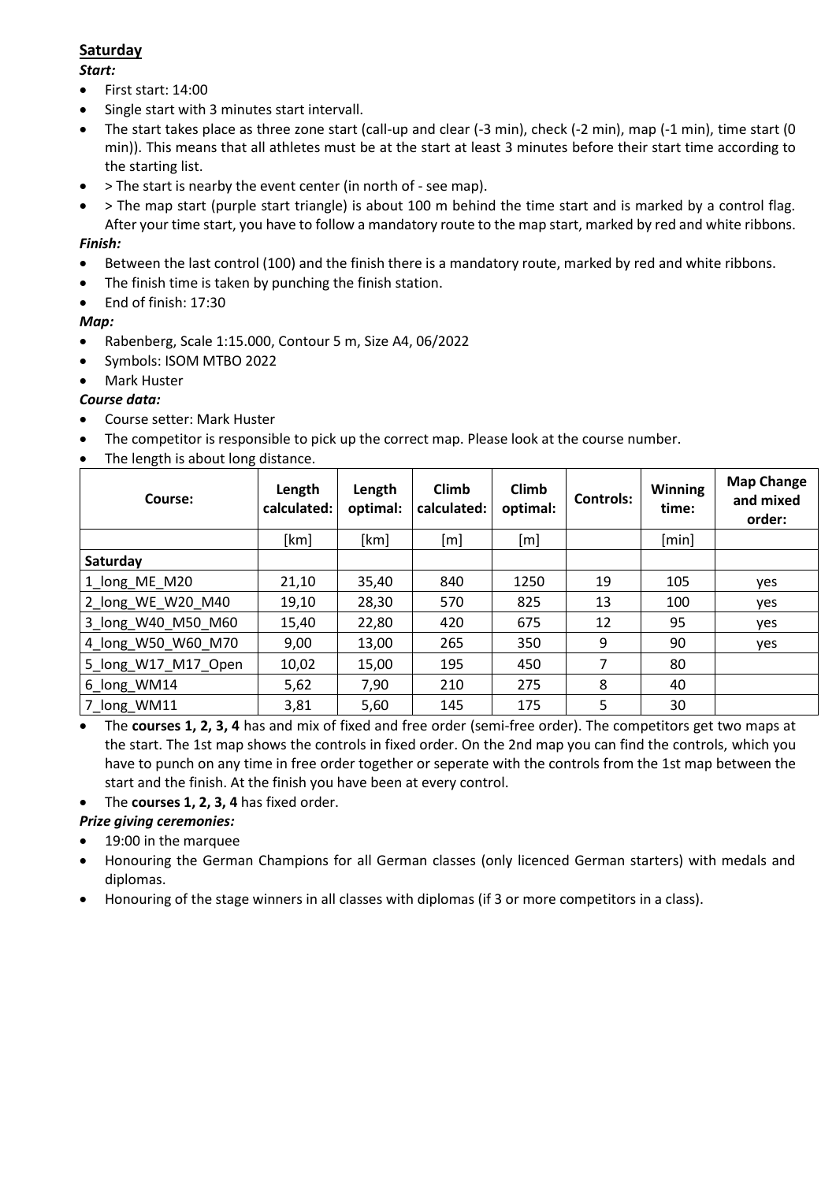**Saturday**

***Start:***

- First start: 14:00
- Single start with 3 minutes start intervall.
- The start takes place as three zone start (call-up and clear (-3 min), check (-2 min), map (-1 min), time start (0 min)). This means that all athletes must be at the start at least 3 minutes before their start time according to the starting list.
- > The start is nearby the event center (in north of - see map).
- > The map start (purple start triangle) is about 100 m behind the time start and is marked by a control flag. After your time start, you have to follow a mandatory route to the map start, marked by red and white ribbons.

***Finish:***

- Between the last control (100) and the finish there is a mandatory route, marked by red and white ribbons.
- The finish time is taken by punching the finish station.
- End of finish: 17:30

***Map:***

- Rabenberg, Scale 1:15.000, Contour 5 m, Size A4, 06/2022
- Symbols: ISOM MTBO 2022
- Mark Huster

***Course data:***

- Course setter: Mark Huster
- The competitor is responsible to pick up the correct map. Please look at the course number.
- The length is about long distance.

| Course: | Length calculated: | Length optimal: | Climb calculated: | Climb optimal: | Controls: | Winning time: | Map Change and mixed order: |
|---|---|---|---|---|---|---|---|
| | [km] | [km] | [m] | [m] | | [min] | |
| **Saturday** | | | | | | | |
| 1_long_ME_M20 | 21,10 | 35,40 | 840 | 1250 | 19 | 105 | yes |
| 2_long_WE_W20_M40 | 19,10 | 28,30 | 570 | 825 | 13 | 100 | yes |
| 3_long_W40_M50_M60 | 15,40 | 22,80 | 420 | 675 | 12 | 95 | yes |
| 4_long_W50_W60_M70 | 9,00 | 13,00 | 265 | 350 | 9 | 90 | yes |
| 5_long_W17_M17_Open | 10,02 | 15,00 | 195 | 450 | 7 | 80 | |
| 6_long_WM14 | 5,62 | 7,90 | 210 | 275 | 8 | 40 | |
| 7_long_WM11 | 3,81 | 5,60 | 145 | 175 | 5 | 30 | |

- The **courses 1, 2, 3, 4** has and mix of fixed and free order (semi-free order). The competitors get two maps at the start. The 1st map shows the controls in fixed order. On the 2nd map you can find the controls, which you have to punch on any time in free order together or seperate with the controls from the 1st map between the start and the finish. At the finish you have been at every control.
- The **courses 1, 2, 3, 4** has fixed order.

***Prize giving ceremonies:***

- 19:00 in the marquee
- Honouring the German Champions for all German classes (only licenced German starters) with medals and diplomas.
- Honouring of the stage winners in all classes with diplomas (if 3 or more competitors in a class).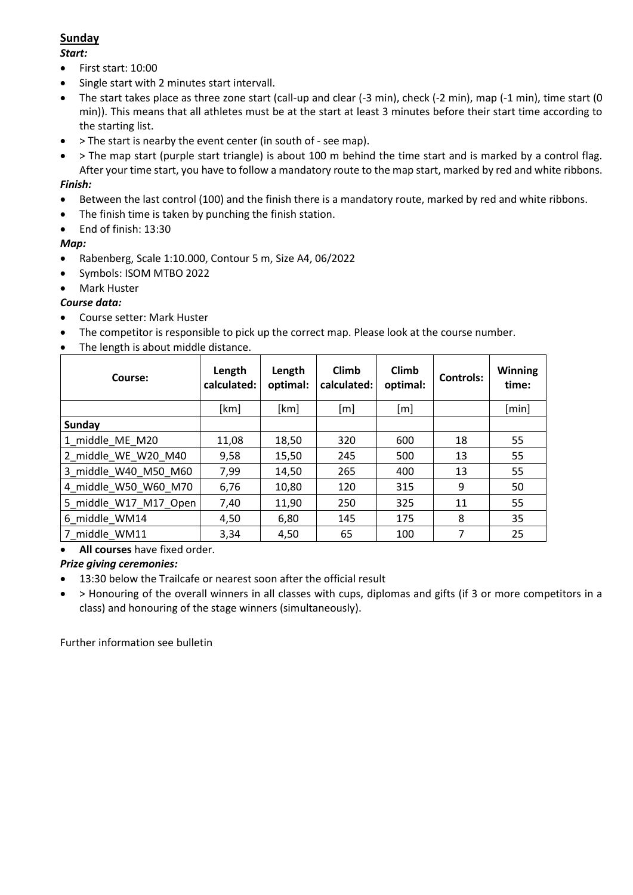**Sunday**

***Start:***

- First start: 10:00
- Single start with 2 minutes start intervall.
- The start takes place as three zone start (call-up and clear (-3 min), check (-2 min), map (-1 min), time start (0 min)). This means that all athletes must be at the start at least 3 minutes before their start time according to the starting list.
- > The start is nearby the event center (in south of - see map).
- > The map start (purple start triangle) is about 100 m behind the time start and is marked by a control flag. After your time start, you have to follow a mandatory route to the map start, marked by red and white ribbons.

***Finish:***

- Between the last control (100) and the finish there is a mandatory route, marked by red and white ribbons.
- The finish time is taken by punching the finish station.
- End of finish: 13:30

***Map:***

- Rabenberg, Scale 1:10.000, Contour 5 m, Size A4, 06/2022
- Symbols: ISOM MTBO 2022
- Mark Huster

***Course data:***

- Course setter: Mark Huster
- The competitor is responsible to pick up the correct map. Please look at the course number.
- The length is about middle distance.

| Course: | Length calculated: | Length optimal: | Climb calculated: | Climb optimal: | Controls: | Winning time: |
|---|---|---|---|---|---|---|
| | [km] | [km] | [m] | [m] | | [min] |
| **Sunday** | | | | | | |
| 1_middle_ME_M20 | 11,08 | 18,50 | 320 | 600 | 18 | 55 |
| 2_middle_WE_W20_M40 | 9,58 | 15,50 | 245 | 500 | 13 | 55 |
| 3_middle_W40_M50_M60 | 7,99 | 14,50 | 265 | 400 | 13 | 55 |
| 4_middle_W50_W60_M70 | 6,76 | 10,80 | 120 | 315 | 9 | 50 |
| 5_middle_W17_M17_Open | 7,40 | 11,90 | 250 | 325 | 11 | 55 |
| 6_middle_WM14 | 4,50 | 6,80 | 145 | 175 | 8 | 35 |
| 7_middle_WM11 | 3,34 | 4,50 | 65 | 100 | 7 | 25 |

- **All courses** have fixed order.

***Prize giving ceremonies:***

- 13:30 below the Trailcafe or nearest soon after the official result
- > Honouring of the overall winners in all classes with cups, diplomas and gifts (if 3 or more competitors in a class) and honouring of the stage winners (simultaneously).

Further information see bulletin